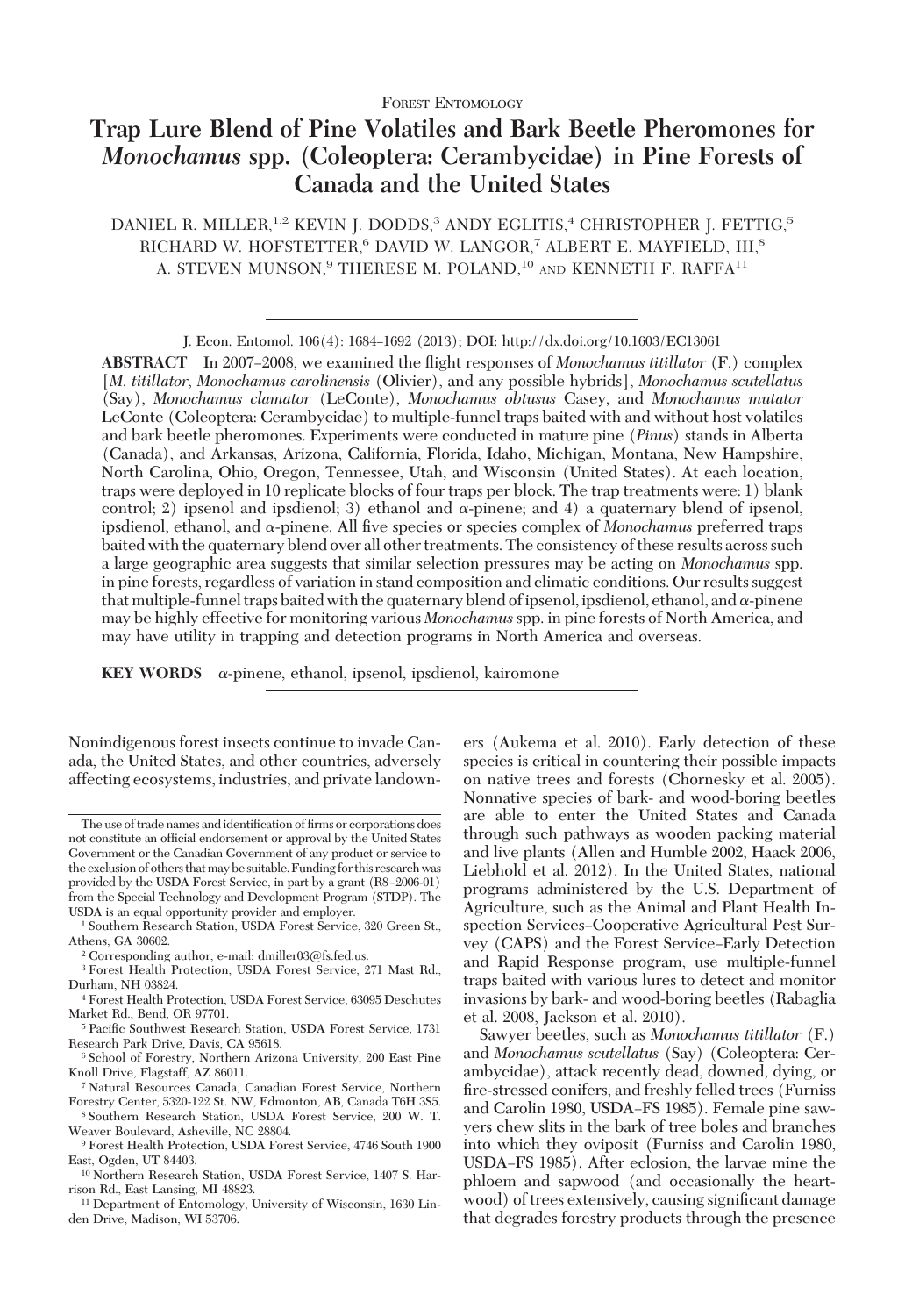Forest Entomology

# Trap Lure Blend of Pine Volatiles and Bark Beetle Pheromones for *Monochamus* spp. (Coleoptera: Cerambycidae) in Pine Forests of Canada and the United States

DANIEL R. MILLER,[1,2] KEVIN J. DODDS,[3] ANDY EGLITIS,[4] CHRISTOPHER J. FETTIG,[5] RICHARD W. HOFSTETTER,[6] DAVID W. LANGOR,[7] ALBERT E. MAYFIELD, III,[8] A. STEVEN MUNSON,[9] THERESE M. POLAND,[10] AND KENNETH F. RAFFA[11]

J. Econ. Entomol. 106(4): 1684–1692 (2013); DOI: http://dx.doi.org/10.1603/EC13061

**ABSTRACT** In 2007–2008, we examined the flight responses of *Monochamus titillator* (F.) complex [*M. titillator*, *Monochamus carolinensis* (Olivier), and any possible hybrids], *Monochamus scutellatus* (Say), *Monochamus clamator* (LeConte), *Monochamus obtusus* Casey, and *Monochamus mutator* LeConte (Coleoptera: Cerambycidae) to multiple-funnel traps baited with and without host volatiles and bark beetle pheromones. Experiments were conducted in mature pine (*Pinus*) stands in Alberta (Canada), and Arkansas, Arizona, California, Florida, Idaho, Michigan, Montana, New Hampshire, North Carolina, Ohio, Oregon, Tennessee, Utah, and Wisconsin (United States). At each location, traps were deployed in 10 replicate blocks of four traps per block. The trap treatments were: 1) blank control; 2) ipsenol and ipsdienol; 3) ethanol and α-pinene; and 4) a quaternary blend of ipsenol, ipsdienol, ethanol, and α-pinene. All five species or species complex of *Monochamus* preferred traps baited with the quaternary blend over all other treatments. The consistency of these results across such a large geographic area suggests that similar selection pressures may be acting on *Monochamus* spp. in pine forests, regardless of variation in stand composition and climatic conditions. Our results suggest that multiple-funnel traps baited with the quaternary blend of ipsenol, ipsdienol, ethanol, and α-pinene may be highly effective for monitoring various *Monochamus* spp. in pine forests of North America, and may have utility in trapping and detection programs in North America and overseas.

**KEY WORDS** α-pinene, ethanol, ipsenol, ipsdienol, kairomone

Nonindigenous forest insects continue to invade Canada, the United States, and other countries, adversely affecting ecosystems, industries, and private landowners (Aukema et al. 2010). Early detection of these species is critical in countering their possible impacts on native trees and forests (Chornesky et al. 2005). Nonnative species of bark- and wood-boring beetles are able to enter the United States and Canada through such pathways as wooden packing material and live plants (Allen and Humble 2002, Haack 2006, Liebhold et al. 2012). In the United States, national programs administered by the U.S. Department of Agriculture, such as the Animal and Plant Health Inspection Services–Cooperative Agricultural Pest Survey (CAPS) and the Forest Service–Early Detection and Rapid Response program, use multiple-funnel traps baited with various lures to detect and monitor invasions by bark- and wood-boring beetles (Rabaglia et al. 2008, Jackson et al. 2010).

Sawyer beetles, such as *Monochamus titillator* (F.) and *Monochamus scutellatus* (Say) (Coleoptera: Cerambycidae), attack recently dead, downed, dying, or fire-stressed conifers, and freshly felled trees (Furniss and Carolin 1980, USDA–FS 1985). Female pine sawyers chew slits in the bark of tree boles and branches into which they oviposit (Furniss and Carolin 1980, USDA–FS 1985). After eclosion, the larvae mine the phloem and sapwood (and occasionally the heartwood) of trees extensively, causing significant damage that degrades forestry products through the presence

---

The use of trade names and identification of firms or corporations does not constitute an official endorsement or approval by the United States Government or the Canadian Government of any product or service to the exclusion of others that may be suitable. Funding for this research was provided by the USDA Forest Service, in part by a grant (R8–2006-01) from the Special Technology and Development Program (STDP). The USDA is an equal opportunity provider and employer.

[1] Southern Research Station, USDA Forest Service, 320 Green St., Athens, GA 30602.

[2] Corresponding author, e-mail: dmiller03@fs.fed.us.

[3] Forest Health Protection, USDA Forest Service, 271 Mast Rd., Durham, NH 03824.

[4] Forest Health Protection, USDA Forest Service, 63095 Deschutes Market Rd., Bend, OR 97701.

[5] Pacific Southwest Research Station, USDA Forest Service, 1731 Research Park Drive, Davis, CA 95618.

[6] School of Forestry, Northern Arizona University, 200 East Pine Knoll Drive, Flagstaff, AZ 86011.

[7] Natural Resources Canada, Canadian Forest Service, Northern Forestry Center, 5320-122 St. NW, Edmonton, AB, Canada T6H 3S5.

[8] Southern Research Station, USDA Forest Service, 200 W. T. Weaver Boulevard, Asheville, NC 28804.

[9] Forest Health Protection, USDA Forest Service, 4746 South 1900 East, Ogden, UT 84403.

[10] Northern Research Station, USDA Forest Service, 1407 S. Harrison Rd., East Lansing, MI 48823.

[11] Department of Entomology, University of Wisconsin, 1630 Linden Drive, Madison, WI 53706.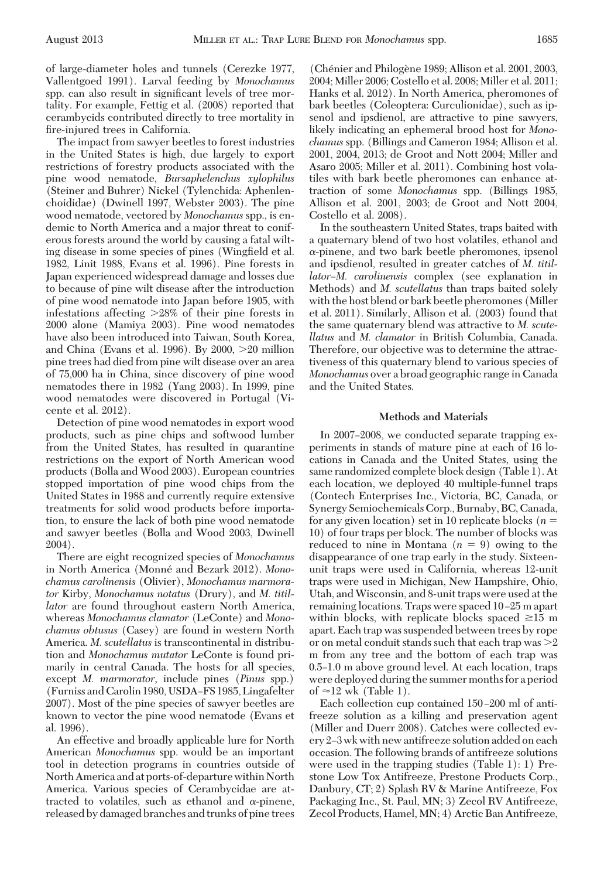of large-diameter holes and tunnels (Cerezke 1977, Vallentgoed 1991). Larval feeding by *Monochamus* spp. can also result in significant levels of tree mortality. For example, Fettig et al. (2008) reported that cerambycids contributed directly to tree mortality in fire-injured trees in California.

The impact from sawyer beetles to forest industries in the United States is high, due largely to export restrictions of forestry products associated with the pine wood nematode, *Bursaphelenchus xylophilus* (Steiner and Buhrer) Nickel (Tylenchida: Aphelenchoididae) (Dwinell 1997, Webster 2003). The pine wood nematode, vectored by *Monochamus* spp., is endemic to North America and a major threat to coniferous forests around the world by causing a fatal wilting disease in some species of pines (Wingfield et al. 1982, Linit 1988, Evans et al. 1996). Pine forests in Japan experienced widespread damage and losses due to because of pine wilt disease after the introduction of pine wood nematode into Japan before 1905, with infestations affecting >28% of their pine forests in 2000 alone (Mamiya 2003). Pine wood nematodes have also been introduced into Taiwan, South Korea, and China (Evans et al. 1996). By 2000, >20 million pine trees had died from pine wilt disease over an area of 75,000 ha in China, since discovery of pine wood nematodes there in 1982 (Yang 2003). In 1999, pine wood nematodes were discovered in Portugal (Vicente et al. 2012).

Detection of pine wood nematodes in export wood products, such as pine chips and softwood lumber from the United States, has resulted in quarantine restrictions on the export of North American wood products (Bolla and Wood 2003). European countries stopped importation of pine wood chips from the United States in 1988 and currently require extensive treatments for solid wood products before importation, to ensure the lack of both pine wood nematode and sawyer beetles (Bolla and Wood 2003, Dwinell 2004).

There are eight recognized species of *Monochamus* in North America (Monné and Bezark 2012). *Monochamus carolinensis* (Olivier), *Monochamus marmorator* Kirby, *Monochamus notatus* (Drury), and *M. titillator* are found throughout eastern North America, whereas *Monochamus clamator* (LeConte) and *Monochamus obtusus* (Casey) are found in western North America. *M. scutellatus* is transcontinental in distribution and *Monochamus mutator* LeConte is found primarily in central Canada. The hosts for all species, except *M. marmorator*, include pines (*Pinus* spp.) (Furniss and Carolin 1980, USDA–FS 1985, Lingafelter 2007). Most of the pine species of sawyer beetles are known to vector the pine wood nematode (Evans et al. 1996).

An effective and broadly applicable lure for North American *Monochamus* spp. would be an important tool in detection programs in countries outside of North America and at ports-of-departure within North America. Various species of Cerambycidae are attracted to volatiles, such as ethanol and α-pinene, released by damaged branches and trunks of pine trees (Chénier and Philogène 1989; Allison et al. 2001, 2003, 2004; Miller 2006; Costello et al. 2008; Miller et al. 2011; Hanks et al. 2012). In North America, pheromones of bark beetles (Coleoptera: Curculionidae), such as ipsenol and ipsdienol, are attractive to pine sawyers, likely indicating an ephemeral brood host for *Monochamus* spp. (Billings and Cameron 1984; Allison et al. 2001, 2004, 2013; de Groot and Nott 2004; Miller and Asaro 2005; Miller et al. 2011). Combining host volatiles with bark beetle pheromones can enhance attraction of some *Monochamus* spp. (Billings 1985, Allison et al. 2001, 2003; de Groot and Nott 2004, Costello et al. 2008).

In the southeastern United States, traps baited with a quaternary blend of two host volatiles, ethanol and α-pinene, and two bark beetle pheromones, ipsenol and ipsdienol, resulted in greater catches of *M. titillator–M. carolinensis* complex (see explanation in Methods) and *M. scutellatus* than traps baited solely with the host blend or bark beetle pheromones (Miller et al. 2011). Similarly, Allison et al. (2003) found that the same quaternary blend was attractive to *M. scutellatus* and *M. clamator* in British Columbia, Canada. Therefore, our objective was to determine the attractiveness of this quaternary blend to various species of *Monochamus* over a broad geographic range in Canada and the United States.

## Methods and Materials

In 2007–2008, we conducted separate trapping experiments in stands of mature pine at each of 16 locations in Canada and the United States, using the same randomized complete block design (Table 1). At each location, we deployed 40 multiple-funnel traps (Contech Enterprises Inc., Victoria, BC, Canada, or Synergy Semiochemicals Corp., Burnaby, BC, Canada, for any given location) set in 10 replicate blocks ($n = 10$) of four traps per block. The number of blocks was reduced to nine in Montana ($n = 9$) owing to the disappearance of one trap early in the study. Sixteen-unit traps were used in California, whereas 12-unit traps were used in Michigan, New Hampshire, Ohio, Utah, and Wisconsin, and 8-unit traps were used at the remaining locations. Traps were spaced 10–25 m apart within blocks, with replicate blocks spaced ≥15 m apart. Each trap was suspended between trees by rope or on metal conduit stands such that each trap was >2 m from any tree and the bottom of each trap was 0.5–1.0 m above ground level. At each location, traps were deployed during the summer months for a period of ≈12 wk (Table 1).

Each collection cup contained 150–200 ml of antifreeze solution as a killing and preservation agent (Miller and Duerr 2008). Catches were collected every 2–3 wk with new antifreeze solution added on each occasion. The following brands of antifreeze solutions were used in the trapping studies (Table 1): 1) Prestone Low Tox Antifreeze, Prestone Products Corp., Danbury, CT; 2) Splash RV & Marine Antifreeze, Fox Packaging Inc., St. Paul, MN; 3) Zecol RV Antifreeze, Zecol Products, Hamel, MN; 4) Arctic Ban Antifreeze,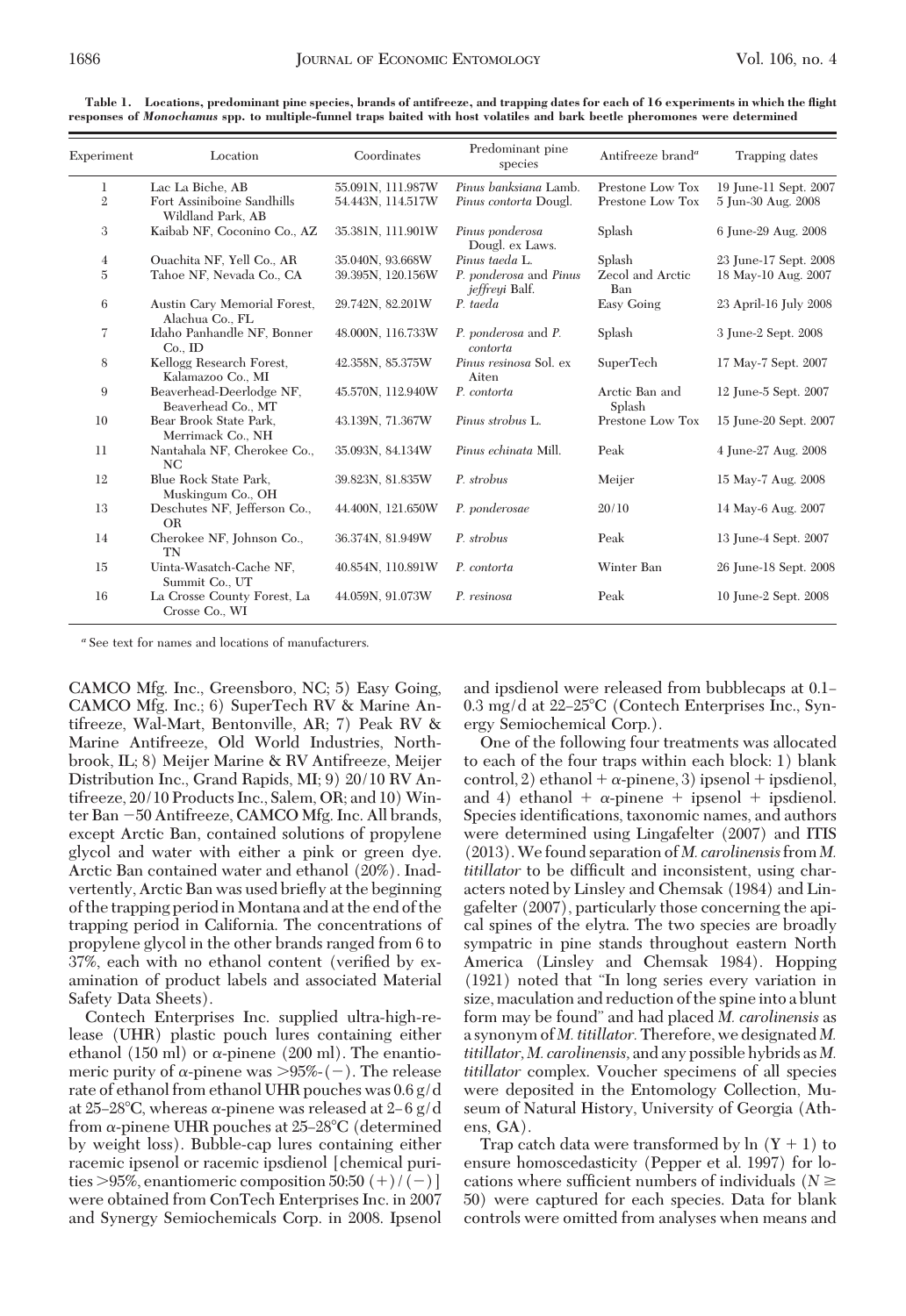**Table 1. Locations, predominant pine species, brands of antifreeze, and trapping dates for each of 16 experiments in which the flight responses of *Monochamus* spp. to multiple-funnel traps baited with host volatiles and bark beetle pheromones were determined**

| Experiment | Location | Coordinates | Predominant pine species | Antifreeze brand[a] | Trapping dates |
|---|---|---|---|---|---|
| 1 | Lac La Biche, AB | 55.091N, 111.987W | *Pinus banksiana* Lamb. | Prestone Low Tox | 19 June-11 Sept. 2007 |
| 2 | Fort Assiniboine Sandhills Wildland Park, AB | 54.443N, 114.517W | *Pinus contorta* Dougl. | Prestone Low Tox | 5 Jun-30 Aug. 2008 |
| 3 | Kaibab NF, Coconino Co., AZ | 35.381N, 111.901W | *Pinus ponderosa* Dougl. ex Laws. | Splash | 6 June-29 Aug. 2008 |
| 4 | Ouachita NF, Yell Co., AR | 35.040N, 93.668W | *Pinus taeda* L. | Splash | 23 June-17 Sept. 2008 |
| 5 | Tahoe NF, Nevada Co., CA | 39.395N, 120.156W | *P. ponderosa* and *Pinus jeffreyi* Balf. | Zecol and Arctic Ban | 18 May-10 Aug. 2007 |
| 6 | Austin Cary Memorial Forest, Alachua Co., FL | 29.742N, 82.201W | *P. taeda* | Easy Going | 23 April-16 July 2008 |
| 7 | Idaho Panhandle NF, Bonner Co., ID | 48.000N, 116.733W | *P. ponderosa* and *P. contorta* | Splash | 3 June-2 Sept. 2008 |
| 8 | Kellogg Research Forest, Kalamazoo Co., MI | 42.358N, 85.375W | *Pinus resinosa* Sol. ex Aiten | SuperTech | 17 May-7 Sept. 2007 |
| 9 | Beaverhead-Deerlodge NF, Beaverhead Co., MT | 45.570N, 112.940W | *P. contorta* | Arctic Ban and Splash | 12 June-5 Sept. 2007 |
| 10 | Bear Brook State Park, Merrimack Co., NH | 43.139N, 71.367W | *Pinus strobus* L. | Prestone Low Tox | 15 June-20 Sept. 2007 |
| 11 | Nantahala NF, Cherokee Co., NC | 35.093N, 84.134W | *Pinus echinata* Mill. | Peak | 4 June-27 Aug. 2008 |
| 12 | Blue Rock State Park, Muskingum Co., OH | 39.823N, 81.835W | *P. strobus* | Meijer | 15 May-7 Aug. 2008 |
| 13 | Deschutes NF, Jefferson Co., OR | 44.400N, 121.650W | *P. ponderosae* | 20/10 | 14 May-6 Aug. 2007 |
| 14 | Cherokee NF, Johnson Co., TN | 36.374N, 81.949W | *P. strobus* | Peak | 13 June-4 Sept. 2007 |
| 15 | Uinta-Wasatch-Cache NF, Summit Co., UT | 40.854N, 110.891W | *P. contorta* | Winter Ban | 26 June-18 Sept. 2008 |
| 16 | La Crosse County Forest, La Crosse Co., WI | 44.059N, 91.073W | *P. resinosa* | Peak | 10 June-2 Sept. 2008 |

[a] See text for names and locations of manufacturers.

CAMCO Mfg. Inc., Greensboro, NC; 5) Easy Going, CAMCO Mfg. Inc.; 6) SuperTech RV & Marine Antifreeze, Wal-Mart, Bentonville, AR; 7) Peak RV & Marine Antifreeze, Old World Industries, Northbrook, IL; 8) Meijer Marine & RV Antifreeze, Meijer Distribution Inc., Grand Rapids, MI; 9) 20/10 RV Antifreeze, 20/10 Products Inc., Salem, OR; and 10) Winter Ban −50 Antifreeze, CAMCO Mfg. Inc. All brands, except Arctic Ban, contained solutions of propylene glycol and water with either a pink or green dye. Arctic Ban contained water and ethanol (20%). Inadvertently, Arctic Ban was used briefly at the beginning of the trapping period in Montana and at the end of the trapping period in California. The concentrations of propylene glycol in the other brands ranged from 6 to 37%, each with no ethanol content (verified by examination of product labels and associated Material Safety Data Sheets).

Contech Enterprises Inc. supplied ultra-high-release (UHR) plastic pouch lures containing either ethanol (150 ml) or α-pinene (200 ml). The enantiomeric purity of α-pinene was >95%-(−). The release rate of ethanol from ethanol UHR pouches was 0.6 g/d at 25–28°C, whereas α-pinene was released at 2–6 g/d from α-pinene UHR pouches at 25–28°C (determined by weight loss). Bubble-cap lures containing either racemic ipsenol or racemic ipsdienol [chemical purities >95%, enantiomeric composition 50:50 (+)/(−)] were obtained from ConTech Enterprises Inc. in 2007 and Synergy Semiochemicals Corp. in 2008. Ipsenol and ipsdienol were released from bubblecaps at 0.1–0.3 mg/d at 22–25°C (Contech Enterprises Inc., Synergy Semiochemical Corp.).

One of the following four treatments was allocated to each of the four traps within each block: 1) blank control, 2) ethanol + α-pinene, 3) ipsenol + ipsdienol, and 4) ethanol + α-pinene + ipsenol + ipsdienol. Species identifications, taxonomic names, and authors were determined using Lingafelter (2007) and ITIS (2013). We found separation of *M. carolinensis* from *M. titillator* to be difficult and inconsistent, using characters noted by Linsley and Chemsak (1984) and Lingafelter (2007), particularly those concerning the apical spines of the elytra. The two species are broadly sympatric in pine stands throughout eastern North America (Linsley and Chemsak 1984). Hopping (1921) noted that "In long series every variation in size, maculation and reduction of the spine into a blunt form may be found" and had placed *M. carolinensis* as a synonym of *M. titillator*. Therefore, we designated *M. titillator*, *M. carolinensis*, and any possible hybrids as *M. titillator* complex. Voucher specimens of all species were deposited in the Entomology Collection, Museum of Natural History, University of Georgia (Athens, GA).

Trap catch data were transformed by $\ln(Y + 1)$ to ensure homoscedasticity (Pepper et al. 1997) for locations where sufficient numbers of individuals ($N \geq 50$) were captured for each species. Data for blank controls were omitted from analyses when means and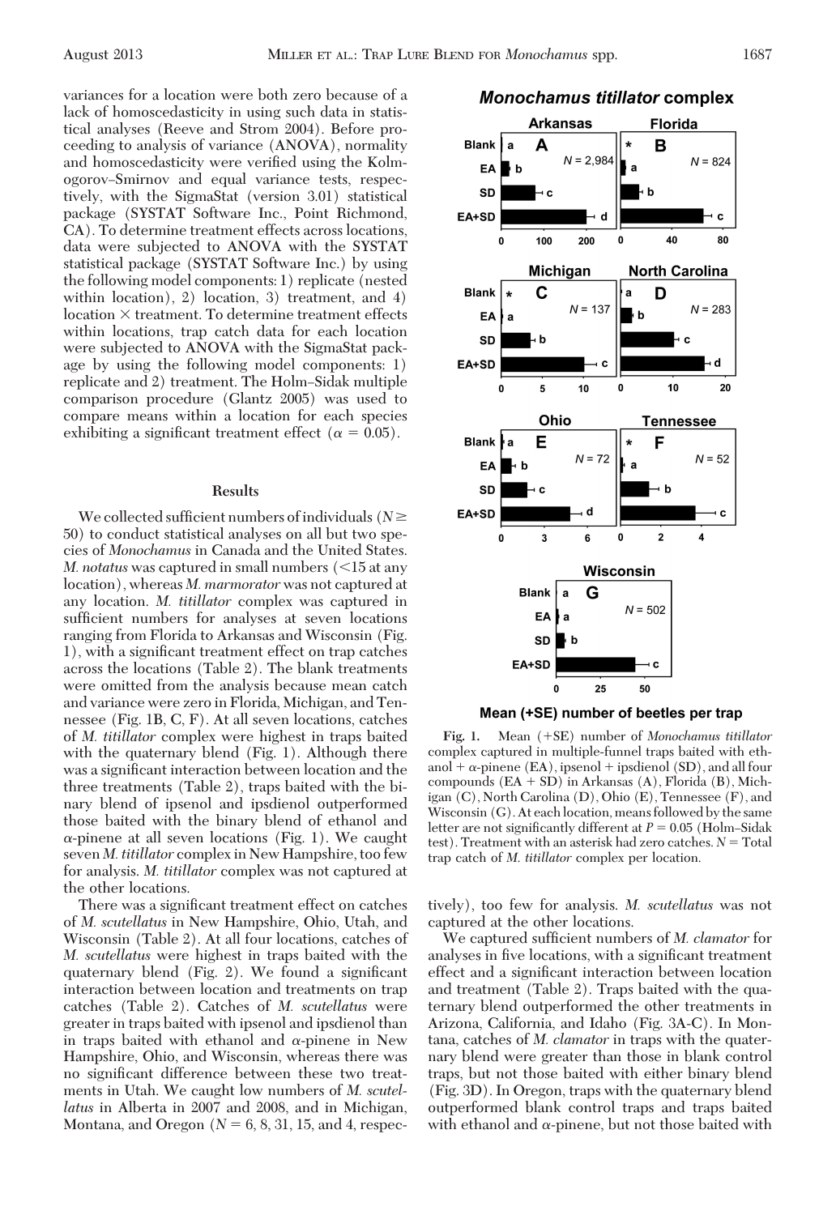variances for a location were both zero because of a lack of homoscedasticity in using such data in statistical analyses (Reeve and Strom 2004). Before proceeding to analysis of variance (ANOVA), normality and homoscedasticity were verified using the Kolmogorov–Smirnov and equal variance tests, respectively, with the SigmaStat (version 3.01) statistical package (SYSTAT Software Inc., Point Richmond, CA). To determine treatment effects across locations, data were subjected to ANOVA with the SYSTAT statistical package (SYSTAT Software Inc.) by using the following model components: 1) replicate (nested within location), 2) location, 3) treatment, and 4) location × treatment. To determine treatment effects within locations, trap catch data for each location were subjected to ANOVA with the SigmaStat package by using the following model components: 1) replicate and 2) treatment. The Holm–Sidak multiple comparison procedure (Glantz 2005) was used to compare means within a location for each species exhibiting a significant treatment effect ($\alpha = 0.05$).

## Results

We collected sufficient numbers of individuals ($N \geq 50$) to conduct statistical analyses on all but two species of *Monochamus* in Canada and the United States. *M. notatus* was captured in small numbers (<15 at any location), whereas *M. marmorator* was not captured at any location. *M. titillator* complex was captured in sufficient numbers for analyses at seven locations ranging from Florida to Arkansas and Wisconsin (Fig. 1), with a significant treatment effect on trap catches across the locations (Table 2). The blank treatments were omitted from the analysis because mean catch and variance were zero in Florida, Michigan, and Tennessee (Fig. 1B, C, F). At all seven locations, catches of *M. titillator* complex were highest in traps baited with the quaternary blend (Fig. 1). Although there was a significant interaction between location and the three treatments (Table 2), traps baited with the binary blend of ipsenol and ipsdienol outperformed those baited with the binary blend of ethanol and $\alpha$-pinene at all seven locations (Fig. 1). We caught seven *M. titillator* complex in New Hampshire, too few for analysis. *M. titillator* complex was not captured at the other locations.

There was a significant treatment effect on catches of *M. scutellatus* in New Hampshire, Ohio, Utah, and Wisconsin (Table 2). At all four locations, catches of *M. scutellatus* were highest in traps baited with the quaternary blend (Fig. 2). We found a significant interaction between location and treatments on trap catches (Table 2). Catches of *M. scutellatus* were greater in traps baited with ipsenol and ipsdienol than in traps baited with ethanol and $\alpha$-pinene in New Hampshire, Ohio, and Wisconsin, whereas there was no significant difference between these two treatments in Utah. We caught low numbers of *M. scutellatus* in Alberta in 2007 and 2008, and in Michigan, Montana, and Oregon ($N$ = 6, 8, 31, 15, and 4, respectively), too few for analysis. *M. scutellatus* was not captured at the other locations.

We captured sufficient numbers of *M. clamator* for analyses in five locations, with a significant treatment effect and a significant interaction between location and treatment (Table 2). Traps baited with the quaternary blend outperformed the other treatments in Arizona, California, and Idaho (Fig. 3A-C). In Montana, catches of *M. clamator* in traps with the quaternary blend were greater than those in blank control traps, but not those baited with either binary blend (Fig. 3D). In Oregon, traps with the quaternary blend outperformed blank control traps and traps baited with ethanol and $\alpha$-pinene, but not those baited with

**Monochamus titillator complex**

Arkansas (A), $N$ = 2,984: Blank a; EA b; SD c; EA+SD d
Florida (B), $N$ = 824: Blank *; EA a; SD b; EA+SD c
Michigan (C), $N$ = 137: Blank *; EA a; SD b; EA+SD c
North Carolina (D), $N$ = 283: Blank a; EA b; SD c; EA+SD d
Ohio (E), $N$ = 72: Blank a; EA b; SD c; EA+SD d
Tennessee (F), $N$ = 52: Blank *; EA a; SD b; EA+SD c
Wisconsin (G), $N$ = 502: Blank a; EA a; SD b; EA+SD c

Mean (+SE) number of beetles per trap

Fig. 1. Mean (+SE) number of *Monochamus titillator* complex captured in multiple-funnel traps baited with ethanol + $\alpha$-pinene (EA), ipsenol + ipsdienol (SD), and all four compounds (EA + SD) in Arkansas (A), Florida (B), Michigan (C), North Carolina (D), Ohio (E), Tennessee (F), and Wisconsin (G). At each location, means followed by the same letter are not significantly different at $P = 0.05$ (Holm–Sidak test). Treatment with an asterisk had zero catches. $N$ = Total trap catch of *M. titillator* complex per location.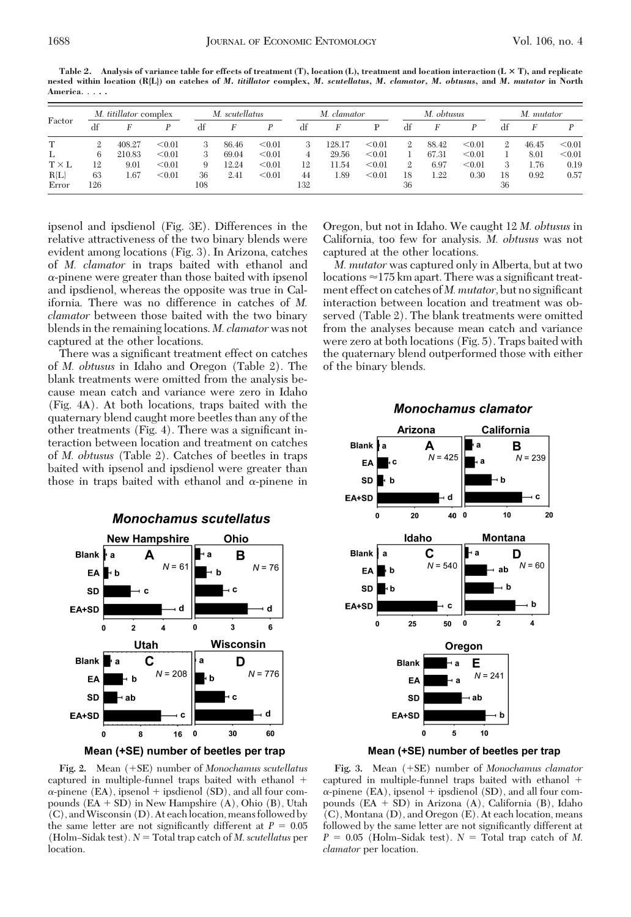**Table 2. Analysis of variance table for effects of treatment (T), location (L), treatment and location interaction (L × T), and replicate nested within location (R{L}) on catches of *M. titillator* complex, *M. scutellatus*, *M. clamator*, *M. obtusus*, and *M. mutator* in North America. . . . .**

| Factor | *M. titillator* complex | | | *M. scutellatus* | | | *M. clamator* | | | *M. obtusus* | | | *M. mutator* | | |
|---|---|---|---|---|---|---|---|---|---|---|---|---|---|---|---|
| | df | *F* | *P* | df | *F* | *P* | df | *F* | P | df | *F* | *P* | df | *F* | *P* |
| T | 2 | 408.27 | <0.01 | 3 | 86.46 | <0.01 | 3 | 128.17 | <0.01 | 2 | 88.42 | <0.01 | 2 | 46.45 | <0.01 |
| L | 6 | 210.83 | <0.01 | 3 | 69.04 | <0.01 | 4 | 29.56 | <0.01 | 1 | 67.31 | <0.01 | 1 | 8.01 | <0.01 |
| T × L | 12 | 9.01 | <0.01 | 9 | 12.24 | <0.01 | 12 | 11.54 | <0.01 | 2 | 6.97 | <0.01 | 3 | 1.76 | 0.19 |
| R{L} | 63 | 1.67 | <0.01 | 36 | 2.41 | <0.01 | 44 | 1.89 | <0.01 | 18 | 1.22 | 0.30 | 18 | 0.92 | 0.57 |
| Error | 126 | | | 108 | | | 132 | | | 36 | | | 36 | | |

ipsenol and ipsdienol (Fig. 3E). Differences in the relative attractiveness of the two binary blends were evident among locations (Fig. 3). In Arizona, catches of *M. clamator* in traps baited with ethanol and α-pinene were greater than those baited with ipsenol and ipsdienol, whereas the opposite was true in California. There was no difference in catches of *M. clamator* between those baited with the two binary blends in the remaining locations. *M. clamator* was not captured at the other locations.

There was a significant treatment effect on catches of *M. obtusus* in Idaho and Oregon (Table 2). The blank treatments were omitted from the analysis because mean catch and variance were zero in Idaho (Fig. 4A). At both locations, traps baited with the quaternary blend caught more beetles than any of the other treatments (Fig. 4). There was a significant interaction between location and treatment on catches of *M. obtusus* (Table 2). Catches of beetles in traps baited with ipsenol and ipsdienol were greater than those in traps baited with ethanol and α-pinene in Oregon, but not in Idaho. We caught 12 *M. obtusus* in California, too few for analysis. *M. obtusus* was not captured at the other locations.

*M. mutator* was captured only in Alberta, but at two locations ≈175 km apart. There was a significant treatment effect on catches of *M. mutator*, but no significant interaction between location and treatment was observed (Table 2). The blank treatments were omitted from the analyses because mean catch and variance were zero at both locations (Fig. 5). Traps baited with the quaternary blend outperformed those with either of the binary blends.

Fig. 2. Mean (+SE) number of *Monochamus scutellatus* captured in multiple-funnel traps baited with ethanol + α-pinene (EA), ipsenol + ipsdienol (SD), and all four compounds (EA + SD) in New Hampshire (A), Ohio (B), Utah (C), and Wisconsin (D). At each location, means followed by the same letter are not significantly different at $P = 0.05$ (Holm–Sidak test). $N$ = Total trap catch of *M. scutellatus* per location.

Fig. 3. Mean (+SE) number of *Monochamus clamator* captured in multiple-funnel traps baited with ethanol + α-pinene (EA), ipsenol + ipsdienol (SD), and all four compounds (EA + SD) in Arizona (A), California (B), Idaho (C), Montana (D), and Oregon (E). At each location, means followed by the same letter are not significantly different at $P = 0.05$ (Holm–Sidak test). $N$ = Total trap catch of *M. clamator* per location.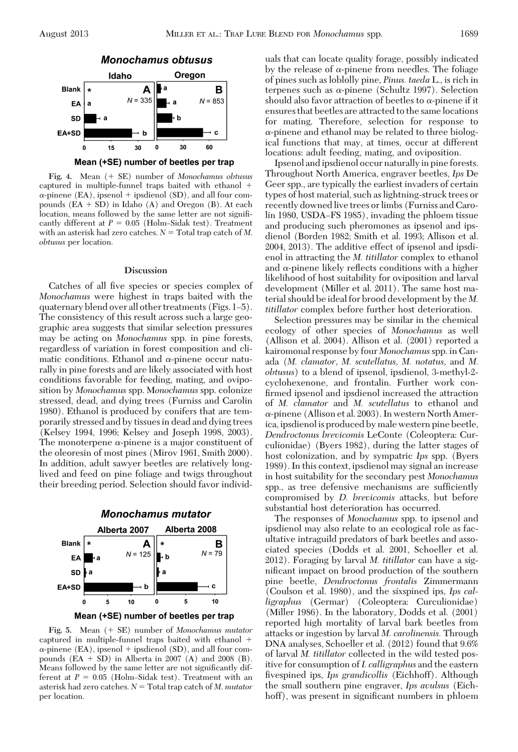Fig. 4. Mean (+ SE) number of *Monochamus obtusus* captured in multiple-funnel traps baited with ethanol + α-pinene (EA), ipsenol + ipsdienol (SD), and all four compounds (EA + SD) in Idaho (A) and Oregon (B). At each location, means followed by the same letter are not significantly different at $P = 0.05$ (Holm–Sidak test). Treatment with an asterisk had zero catches. $N$ = Total trap catch of *M. obtusus* per location.

## Discussion

Catches of all five species or species complex of *Monochamus* were highest in traps baited with the quaternary blend over all other treatments (Figs. 1–5). The consistency of this result across such a large geographic area suggests that similar selection pressures may be acting on *Monochamus* spp. in pine forests, regardless of variation in forest composition and climatic conditions. Ethanol and α-pinene occur naturally in pine forests and are likely associated with host conditions favorable for feeding, mating, and oviposition by *Monochamus* spp. *Monochamus* spp. colonize stressed, dead, and dying trees (Furniss and Carolin 1980). Ethanol is produced by conifers that are temporarily stressed and by tissues in dead and dying trees (Kelsey 1994, 1996; Kelsey and Joseph 1998, 2003). The monoterpene α-pinene is a major constituent of the oleoresin of most pines (Mirov 1961, Smith 2000). In addition, adult sawyer beetles are relatively long-lived and feed on pine foliage and twigs throughout their breeding period. Selection should favor individuals that can locate quality forage, possibly indicated by the release of α-pinene from needles. The foliage of pines such as loblolly pine, *Pinus. taeda* L., is rich in terpenes such as α-pinene (Schultz 1997). Selection should also favor attraction of beetles to α-pinene if it ensures that beetles are attracted to the same locations for mating. Therefore, selection for response to α-pinene and ethanol may be related to three biological functions that may, at times, occur at different locations: adult feeding, mating, and oviposition.

Ipsenol and ipsdienol occur naturally in pine forests. Throughout North America, engraver beetles, *Ips* De Geer spp., are typically the earliest invaders of certain types of host material, such as lightning-struck trees or recently downed live trees or limbs (Furniss and Carolin 1980, USDA–FS 1985), invading the phloem tissue and producing such pheromones as ipsenol and ipsdienol (Borden 1982; Smith et al. 1993; Allison et al. 2004, 2013). The additive effect of ipsenol and ipsdienol in attracting the *M. titillator* complex to ethanol and α-pinene likely reflects conditions with a higher likelihood of host suitability for oviposition and larval development (Miller et al. 2011). The same host material should be ideal for brood development by the *M. titillator* complex before further host deterioration.

Selection pressures may be similar in the chemical ecology of other species of *Monochamus* as well (Allison et al. 2004). Allison et al. (2001) reported a kairomonal response by four *Monochamus* spp. in Canada (*M. clamator*, *M. scutellatus*, *M. notatus*, and *M. obtusus*) to a blend of ipsenol, ipsdienol, 3-methyl-2-cyclohexenone, and frontalin. Further work confirmed ipsenol and ipsdienol increased the attraction of *M. clamator* and *M. scutellatus* to ethanol and α-pinene (Allison et al. 2003). In western North America, ipsdienol is produced by male western pine beetle, *Dendroctonus brevicomis* LeConte (Coleoptera: Curculionidae) (Byers 1982), during the latter stages of host colonization, and by sympatric *Ips* spp. (Byers 1989). In this context, ipsdienol may signal an increase in host suitability for the secondary pest *Monochamus* spp., as tree defensive mechanisms are sufficiently compromised by *D. brevicomis* attacks, but before substantial host deterioration has occurred.

Fig. 5. Mean (+ SE) number of *Monochamus mutator* captured in multiple-funnel traps baited with ethanol + α-pinene (EA), ipsenol + ipsdienol (SD), and all four compounds (EA + SD) in Alberta in 2007 (A) and 2008 (B). Means followed by the same letter are not significantly different at $P = 0.05$ (Holm–Sidak test). Treatment with an asterisk had zero catches. $N$ = Total trap catch of *M. mutator* per location.

The responses of *Monochamus* spp. to ipsenol and ipsdienol may also relate to an ecological role as facultative intraguild predators of bark beetles and associated species (Dodds et al. 2001, Schoeller et al. 2012). Foraging by larval *M. titillator* can have a significant impact on brood production of the southern pine beetle, *Dendroctonus frontalis* Zimmermann (Coulson et al. 1980), and the sixspined ips, *Ips calligraphus* (Germar) (Coleoptera: Curculionidae) (Miller 1986). In the laboratory, Dodds et al. (2001) reported high mortality of larval bark beetles from attacks or ingestion by larval *M. carolinensis.* Through DNA analyses, Schoeller et al. (2012) found that 9.6% of larval *M. titillator* collected in the wild tested positive for consumption of *I. calligraphus* and the eastern fivespined ips, *Ips grandicollis* (Eichhoff). Although the small southern pine engraver, *Ips avulsus* (Eichhoff), was present in significant numbers in phloem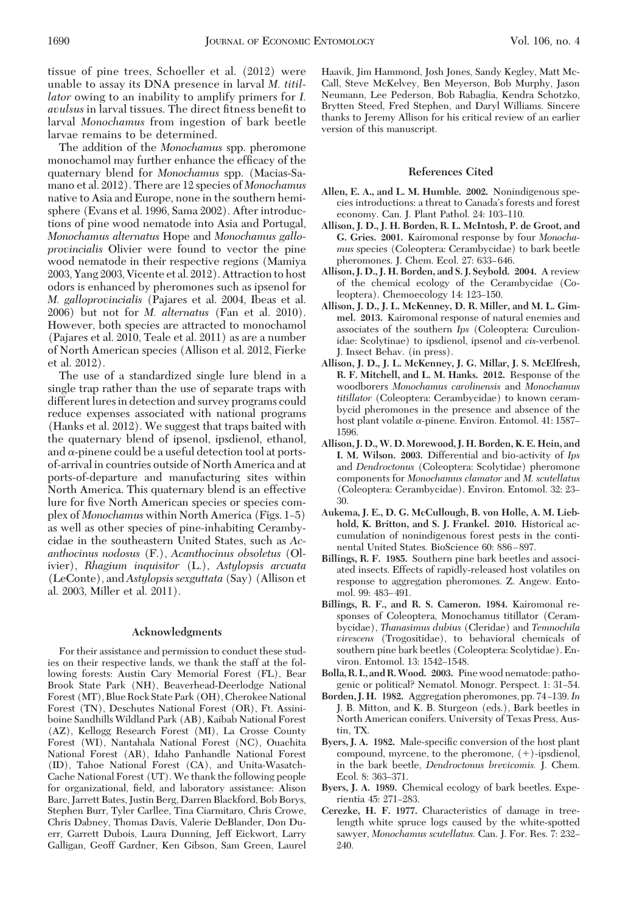tissue of pine trees, Schoeller et al. (2012) were unable to assay its DNA presence in larval *M. titillator* owing to an inability to amplify primers for *I. avulsus* in larval tissues. The direct fitness benefit to larval *Monochamus* from ingestion of bark beetle larvae remains to be determined.

The addition of the *Monochamus* spp. pheromone monochamol may further enhance the efficacy of the quaternary blend for *Monochamus* spp. (Macias-Samano et al. 2012). There are 12 species of *Monochamus* native to Asia and Europe, none in the southern hemisphere (Evans et al. 1996, Sama 2002). After introductions of pine wood nematode into Asia and Portugal, *Monochamus alternatus* Hope and *Monochamus galloprovincialis* Olivier were found to vector the pine wood nematode in their respective regions (Mamiya 2003, Yang 2003, Vicente et al. 2012). Attraction to host odors is enhanced by pheromones such as ipsenol for *M. galloprovincialis* (Pajares et al. 2004, Ibeas et al. 2006) but not for *M. alternatus* (Fan et al. 2010). However, both species are attracted to monochamol (Pajares et al. 2010, Teale et al. 2011) as are a number of North American species (Allison et al. 2012, Fierke et al. 2012).

The use of a standardized single lure blend in a single trap rather than the use of separate traps with different lures in detection and survey programs could reduce expenses associated with national programs (Hanks et al. 2012). We suggest that traps baited with the quaternary blend of ipsenol, ipsdienol, ethanol, and $\alpha$-pinene could be a useful detection tool at ports-of-arrival in countries outside of North America and at ports-of-departure and manufacturing sites within North America. This quaternary blend is an effective lure for five North American species or species complex of *Monochamus* within North America (Figs. 1–5) as well as other species of pine-inhabiting Cerambycidae in the southeastern United States, such as *Acanthocinus nodosus* (F.), *Acanthocinus obsoletus* (Olivier), *Rhagium inquisitor* (L.), *Astylopsis arcuata* (LeConte), and *Astylopsis sexguttata* (Say) (Allison et al. 2003, Miller et al. 2011).

## Acknowledgments

For their assistance and permission to conduct these studies on their respective lands, we thank the staff at the following forests: Austin Cary Memorial Forest (FL), Bear Brook State Park (NH), Beaverhead-Deerlodge National Forest (MT), Blue Rock State Park (OH), Cherokee National Forest (TN), Deschutes National Forest (OR), Ft. Assiniboine Sandhills Wildland Park (AB), Kaibab National Forest (AZ), Kellogg Research Forest (MI), La Crosse County Forest (WI), Nantahala National Forest (NC), Ouachita National Forest (AR), Idaho Panhandle National Forest (ID), Tahoe National Forest (CA), and Unita-Wasatch-Cache National Forest (UT). We thank the following people for organizational, field, and laboratory assistance: Alison Barc, Jarrett Bates, Justin Berg, Darren Blackford, Bob Borys, Stephen Burr, Tyler Carllee, Tina Ciarmitaro, Chris Crowe, Chris Dabney, Thomas Davis, Valerie DeBlander, Don Duerr, Garrett Dubois, Laura Dunning, Jeff Eickwort, Larry Galligan, Geoff Gardner, Ken Gibson, Sam Green, Laurel Haavik, Jim Hammond, Josh Jones, Sandy Kegley, Matt McCall, Steve McKelvey, Ben Meyerson, Bob Murphy, Jason Neumann, Lee Pederson, Bob Rabaglia, Kendra Schotzko, Brytten Steed, Fred Stephen, and Daryl Williams. Sincere thanks to Jeremy Allison for his critical review of an earlier version of this manuscript.

## References Cited

**Allen, E. A., and L. M. Humble. 2002.** Nonindigenous species introductions: a threat to Canada's forests and forest economy. Can. J. Plant Pathol. 24: 103–110.

**Allison, J. D., J. H. Borden, R. L. McIntosh, P. de Groot, and G. Gries. 2001.** Kairomonal response by four *Monochamus* species (Coleoptera: Cerambycidae) to bark beetle pheromones. J. Chem. Ecol. 27: 633–646.

**Allison, J. D., J. H. Borden, and S. J. Seybold. 2004.** A review of the chemical ecology of the Cerambycidae (Coleoptera). Chemoecology 14: 123–150.

**Allison, J. D., J. L. McKenney, D. R. Miller, and M. L. Gimmel. 2013.** Kairomonal response of natural enemies and associates of the southern *Ips* (Coleoptera: Curculionidae: Scolytinae) to ipsdienol, ipsenol and *cis*-verbenol. J. Insect Behav. (in press).

**Allison, J. D., J. L. McKenney, J. G. Millar, J. S. McElfresh, R. F. Mitchell, and L. M. Hanks. 2012.** Response of the woodborers *Monochamus carolinensis* and *Monochamus titillator* (Coleoptera: Cerambycidae) to known cerambycid pheromones in the presence and absence of the host plant volatile $\alpha$-pinene. Environ. Entomol. 41: 1587–1596.

**Allison, J. D., W. D. Morewood, J. H. Borden, K. E. Hein, and I. M. Wilson. 2003.** Differential and bio-activity of *Ips* and *Dendroctonus* (Coleoptera: Scolytidae) pheromone components for *Monochamus clamator* and *M. scutellatus* (Coleoptera: Cerambycidae). Environ. Entomol. 32: 23–30.

**Aukema, J. E., D. G. McCullough, B. von Holle, A. M. Liebhold, K. Britton, and S. J. Frankel. 2010.** Historical accumulation of nonindigenous forest pests in the continental United States. BioScience 60: 886–897.

**Billings, R. F. 1985.** Southern pine bark beetles and associated insects. Effects of rapidly-released host volatiles on response to aggregation pheromones. Z. Angew. Entomol. 99: 483–491.

**Billings, R. F., and R. S. Cameron. 1984.** Kairomonal responses of Coleoptera, Monochamus titillator (Cerambycidae), *Thanasimus dubius* (Cleridae) and *Temnochila virescens* (Trogositidae), to behavioral chemicals of southern pine bark beetles (Coleoptera: Scolytidae). Environ. Entomol. 13: 1542–1548.

**Bolla, R. I., and R. Wood. 2003.** Pine wood nematode: pathogenic or political? Nematol. Monogr. Perspect. 1: 31–54.

**Borden, J. H. 1982.** Aggregation pheromones, pp. 74–139. *In* J. B. Mitton, and K. B. Sturgeon (eds.), Bark beetles in North American conifers. University of Texas Press, Austin, TX.

**Byers, J. A. 1982.** Male-specific conversion of the host plant compound, myrcene, to the pheromone, (+)-ipsdienol, in the bark beetle, *Dendroctonus brevicomis.* J. Chem. Ecol. 8: 363–371.

**Byers, J. A. 1989.** Chemical ecology of bark beetles. Experientia 45: 271–283.

**Cerezke, H. F. 1977.** Characteristics of damage in tree-length white spruce logs caused by the white-spotted sawyer, *Monochamus scutellatus.* Can. J. For. Res. 7: 232–240.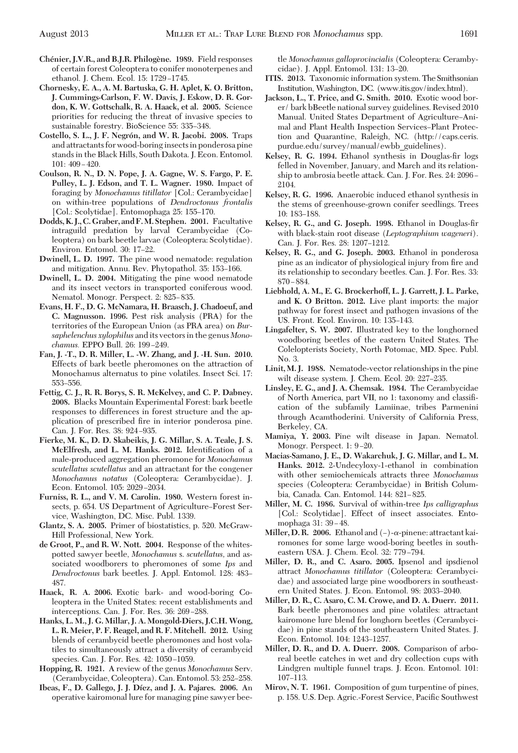**Chénier, J.V.R., and B.J.R. Philogène. 1989.** Field responses of certain forest Coleoptera to conifer monoterpenes and ethanol. J. Chem. Ecol. 15: 1729–1745.

**Chornesky, E. A., A. M. Bartuska, G. H. Aplet, K. O. Britton, J. Cummings-Carlson, F. W. Davis, J. Eskow, D. R. Gordon, K. W. Gottschalk, R. A. Haack, et al. 2005.** Science priorities for reducing the threat of invasive species to sustainable forestry. BioScience 55: 335–348.

**Costello, S. L., J. F. Negrón, and W. R. Jacobi. 2008.** Traps and attractants for wood-boring insects in ponderosa pine stands in the Black Hills, South Dakota. J. Econ. Entomol. 101: 409–420.

**Coulson, R. N., D. N. Pope, J. A. Gagne, W. S. Fargo, P. E. Pulley, L. J. Edson, and T. L. Wagner. 1980.** Impact of foraging by *Monochamus titillator* [Col.: Cerambycidae] on within-tree populations of *Dendroctonus frontalis* [Col.: Scolytidae]. Entomophaga 25: 155–170.

**Dodds, K. J., C. Graber, and F. M. Stephen. 2001.** Facultative intraguild predation by larval Cerambycidae (Coleoptera) on bark beetle larvae (Coleoptera: Scolytidae). Environ. Entomol. 30: 17–22.

**Dwinell, L. D. 1997.** The pine wood nematode: regulation and mitigation. Annu. Rev. Phytopathol. 35: 153–166.

**Dwinell, L. D. 2004.** Mitigating the pine wood nematode and its insect vectors in transported coniferous wood. Nematol. Monogr. Perspect. 2: 825–835.

**Evans, H. F., D. G. McNamara, H. Braasch, J. Chadoeuf, and C. Magnusson. 1996.** Pest risk analysis (PRA) for the territories of the European Union (as PRA area) on *Bursaphelenchus xylophilus* and its vectors in the genus *Monochamus.* EPPO Bull. 26: 199–249.

**Fan, J. -T., D. R. Miller, L. -W. Zhang, and J. -H. Sun. 2010.** Effects of bark beetle pheromones on the attraction of Monochamus alternatus to pine volatiles. Insect Sci. 17: 553–556.

**Fettig, C. J., R. R. Borys, S. R. McKelvey, and C. P. Dabney. 2008.** Blacks Mountain Experimental Forest: bark beetle responses to differences in forest structure and the application of prescribed fire in interior ponderosa pine. Can. J. For. Res. 38: 924–935.

**Fierke, M. K., D. D. Skabeikis, J. G. Millar, S. A. Teale, J. S. McElfresh, and L. M. Hanks. 2012.** Identification of a male-produced aggregation pheromone for *Monochamus scutellatus scutellatus* and an attractant for the congener *Monochamus notatus* (Coleoptera: Cerambycidae). J. Econ. Entomol. 105: 2029–2034.

**Furniss, R. L., and V. M. Carolin. 1980.** Western forest insects, p. 654. US Department of Agriculture–Forest Service, Washington, DC. Misc. Publ. 1339.

**Glantz, S. A. 2005.** Primer of biostatistics, p. 520. McGraw-Hill Professional, New York.

**de Groot, P., and R. W. Nott. 2004.** Response of the whitespotted sawyer beetle, *Monochamus* s. *scutellatus*, and associated woodborers to pheromones of some *Ips* and *Dendroctonus* bark beetles. J. Appl. Entomol. 128: 483–487.

**Haack, R. A. 2006.** Exotic bark- and wood-boring Coleoptera in the United States: recent establishments and interceptions. Can. J. For. Res. 36: 269–288.

**Hanks, L. M., J. G. Millar, J. A. Mongold-Diers, J.C.H. Wong, L. R. Meier, P. F. Reagel, and R. F. Mitchell. 2012.** Using blends of cerambycid beetle pheromones and host volatiles to simultaneously attract a diversity of cerambycid species. Can. J. For. Res. 42: 1050–1059.

**Hopping, R. 1921.** A review of the genus *Monochamus* Serv. (Cerambycidae, Coleoptera). Can. Entomol. 53: 252–258.

**Ibeas, F., D. Gallego, J. J. Díez, and J. A. Pajares. 2006.** An operative kairomonal lure for managing pine sawyer beetle *Monochamus galloprovincialis* (Coleoptera: Cerambycidae). J. Appl. Entomol. 131: 13–20.

**ITIS. 2013.** Taxonomic information system. The Smithsonian Institution, Washington, DC. (www.itis.gov/index.html).

**Jackson, L., T. Price, and G. Smith. 2010.** Exotic wood borer/ bark bBeetle national survey guidelines. Revised 2010 Manual. United States Department of Agriculture–Animal and Plant Health Inspection Services–Plant Protection and Quarantine, Raleigh, NC. (http://caps.ceris.purdue.edu/survey/manual/ewbb_guidelines).

**Kelsey, R. G. 1994.** Ethanol synthesis in Douglas-fir logs felled in November, January, and March and its relationship to ambrosia beetle attack. Can. J. For. Res. 24: 2096–2104.

**Kelsey, R. G. 1996.** Anaerobic induced ethanol synthesis in the stems of greenhouse-grown conifer seedlings. Trees 10: 183–188.

**Kelsey, R. G., and G. Joseph. 1998.** Ethanol in Douglas-fir with black-stain root disease (*Leptographium wageneri*). Can. J. For. Res. 28: 1207–1212.

**Kelsey, R. G., and G. Joseph. 2003.** Ethanol in ponderosa pine as an indicator of physiological injury from fire and its relationship to secondary beetles. Can. J. For. Res. 33: 870–884.

**Liebhold, A. M., E. G. Brockerhoff, L. J. Garrett, J. L. Parke, and K. O Britton. 2012.** Live plant imports: the major pathway for forest insect and pathogen invasions of the US. Front. Ecol. Environ. 10: 135–143.

**Lingafelter, S. W. 2007.** Illustrated key to the longhorned woodboring beetles of the eastern United States. The Colelopterists Society, North Potomac, MD. Spec. Publ. No. 3.

**Linit, M. J. 1988.** Nematode-vector relationships in the pine wilt disease system. J. Chem. Ecol. 20: 227–235.

**Linsley, E. G., and J. A. Chemsak. 1984.** The Cerambycidae of North America, part VII, no 1: taxonomy and classification of the subfamily Lamiinae, tribes Parmenini through Acamthoderini. University of California Press, Berkeley, CA.

**Mamiya, Y. 2003.** Pine wilt disease in Japan. Nematol. Monogr. Perspect. 1: 9–20.

**Macias-Samano, J. E., D. Wakarchuk, J. G. Millar, and L. M. Hanks. 2012.** 2-Undecyloxy-1-ethanol in combination with other semiochemicals attracts three *Monochamus* species (Coleoptera: Cerambycidae) in British Columbia, Canada. Can. Entomol. 144: 821–825.

**Miller, M. C. 1986.** Survival of within-tree *Ips calligraphus* [Col.: Scolytidae]. Effect of insect associates. Entomophaga 31: 39–48.

**Miller, D. R. 2006.** Ethanol and (−)-α-pinene: attractant kairomones for some large wood-boring beetles in southeastern USA. J. Chem. Ecol. 32: 779–794.

**Miller, D. R., and C. Asaro. 2005.** Ipsenol and ipsdienol attract *Monochamus titillator* (Coleoptera: Cerambycidae) and associated large pine woodborers in southeastern United States. J. Econ. Entomol. 98: 2033–2040.

**Miller, D. R., C. Asaro, C. M. Crowe, and D. A. Duerr. 2011.** Bark beetle pheromones and pine volatiles: attractant kairomone lure blend for longhorn beetles (Cerambycidae) in pine stands of the southeastern United States. J. Econ. Entomol. 104: 1243–1257.

**Miller, D. R., and D. A. Duerr. 2008.** Comparison of arboreal beetle catches in wet and dry collection cups with Lindgren multiple funnel traps. J. Econ. Entomol. 101: 107–113.

**Mirov, N. T. 1961.** Composition of gum turpentine of pines, p. 158. U.S. Dep. Agric.-Forest Service, Pacific Southwest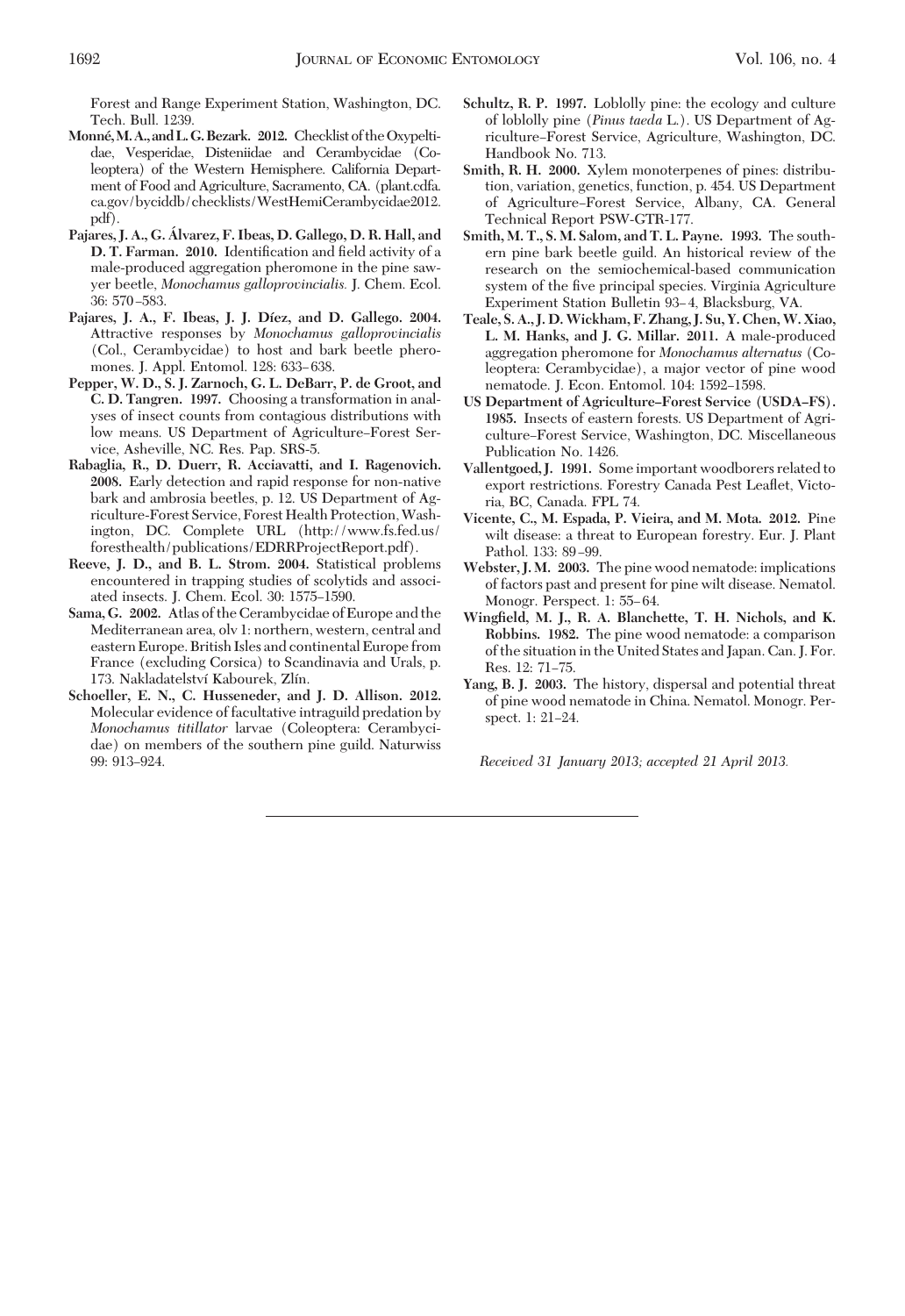Forest and Range Experiment Station, Washington, DC. Tech. Bull. 1239.

**Monné, M. A., and L. G. Bezark. 2012.** Checklist of the Oxypeltidae, Vesperidae, Disteniidae and Cerambycidae (Coleoptera) of the Western Hemisphere. California Department of Food and Agriculture, Sacramento, CA. (plant.cdfa.ca.gov/byciddb/checklists/WestHemiCerambycidae2012.pdf).

**Pajares, J. A., G. Álvarez, F. Ibeas, D. Gallego, D. R. Hall, and D. T. Farman. 2010.** Identification and field activity of a male-produced aggregation pheromone in the pine sawyer beetle, *Monochamus galloprovincialis.* J. Chem. Ecol. 36: 570–583.

**Pajares, J. A., F. Ibeas, J. J. Díez, and D. Gallego. 2004.** Attractive responses by *Monochamus galloprovincialis* (Col., Cerambycidae) to host and bark beetle pheromones. J. Appl. Entomol. 128: 633–638.

**Pepper, W. D., S. J. Zarnoch, G. L. DeBarr, P. de Groot, and C. D. Tangren. 1997.** Choosing a transformation in analyses of insect counts from contagious distributions with low means. US Department of Agriculture–Forest Service, Asheville, NC. Res. Pap. SRS-5.

**Rabaglia, R., D. Duerr, R. Acciavatti, and I. Ragenovich. 2008.** Early detection and rapid response for non-native bark and ambrosia beetles, p. 12. US Department of Agriculture-Forest Service, Forest Health Protection, Washington, DC. Complete URL (http://www.fs.fed.us/foresthealth/publications/EDRRProjectReport.pdf).

**Reeve, J. D., and B. L. Strom. 2004.** Statistical problems encountered in trapping studies of scolytids and associated insects. J. Chem. Ecol. 30: 1575–1590.

**Sama, G. 2002.** Atlas of the Cerambycidae of Europe and the Mediterranean area, olv 1: northern, western, central and eastern Europe. British Isles and continental Europe from France (excluding Corsica) to Scandinavia and Urals, p. 173. Nakladatelství Kabourek, Zlín.

**Schoeller, E. N., C. Husseneder, and J. D. Allison. 2012.** Molecular evidence of facultative intraguild predation by *Monochamus titillator* larvae (Coleoptera: Cerambycidae) on members of the southern pine guild. Naturwiss 99: 913–924.

**Schultz, R. P. 1997.** Loblolly pine: the ecology and culture of loblolly pine (*Pinus taeda* L.). US Department of Agriculture–Forest Service, Agriculture, Washington, DC. Handbook No. 713.

**Smith, R. H. 2000.** Xylem monoterpenes of pines: distribution, variation, genetics, function, p. 454. US Department of Agriculture–Forest Service, Albany, CA. General Technical Report PSW-GTR-177.

**Smith, M. T., S. M. Salom, and T. L. Payne. 1993.** The southern pine bark beetle guild. An historical review of the research on the semiochemical-based communication system of the five principal species. Virginia Agriculture Experiment Station Bulletin 93–4, Blacksburg, VA.

**Teale, S. A., J. D. Wickham, F. Zhang, J. Su, Y. Chen, W. Xiao, L. M. Hanks, and J. G. Millar. 2011.** A male-produced aggregation pheromone for *Monochamus alternatus* (Coleoptera: Cerambycidae), a major vector of pine wood nematode. J. Econ. Entomol. 104: 1592–1598.

**US Department of Agriculture–Forest Service (USDA–FS). 1985.** Insects of eastern forests. US Department of Agriculture–Forest Service, Washington, DC. Miscellaneous Publication No. 1426.

**Vallentgoed, J. 1991.** Some important woodborers related to export restrictions. Forestry Canada Pest Leaflet, Victoria, BC, Canada. FPL 74.

**Vicente, C., M. Espada, P. Vieira, and M. Mota. 2012.** Pine wilt disease: a threat to European forestry. Eur. J. Plant Pathol. 133: 89–99.

**Webster, J. M. 2003.** The pine wood nematode: implications of factors past and present for pine wilt disease. Nematol. Monogr. Perspect. 1: 55–64.

**Wingfield, M. J., R. A. Blanchette, T. H. Nichols, and K. Robbins. 1982.** The pine wood nematode: a comparison of the situation in the United States and Japan. Can. J. For. Res. 12: 71–75.

**Yang, B. J. 2003.** The history, dispersal and potential threat of pine wood nematode in China. Nematol. Monogr. Perspect. 1: 21–24.

*Received 31 January 2013; accepted 21 April 2013.*